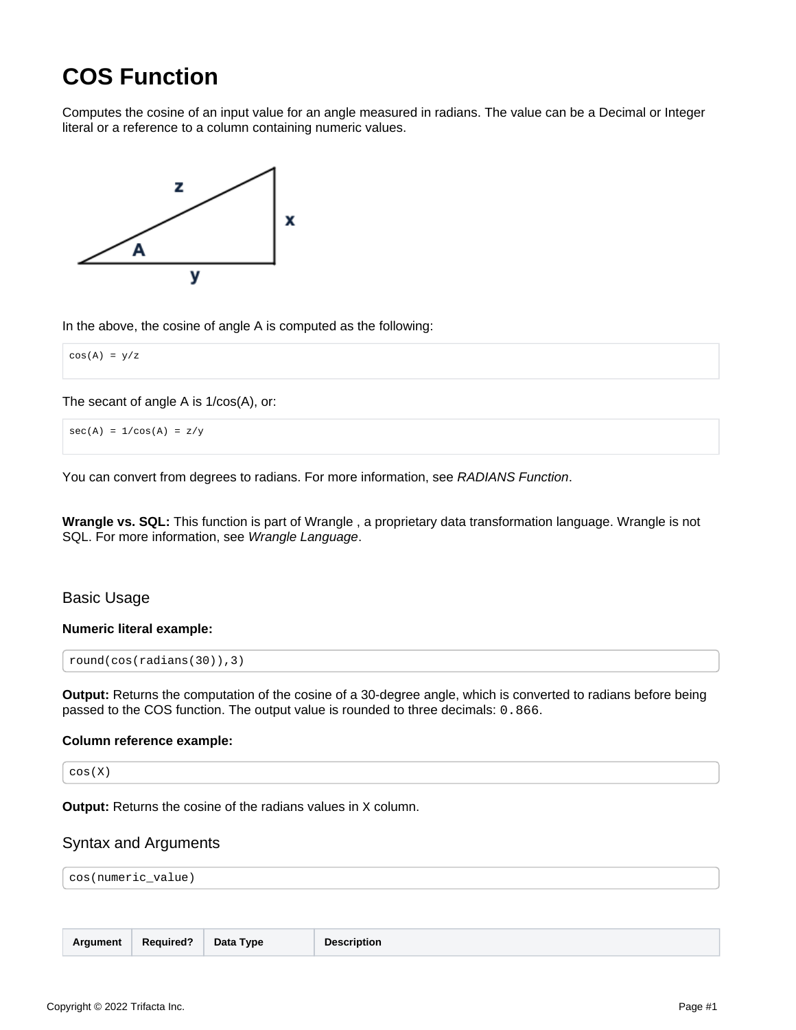# COS Function

Computes the cosine of an input value for an angle measured in radians. The value can be a Decimal or Integer literal or a reference to a column containing numeric values.

In the above, the cosine of angle A is computed as the following:

```
cos(A) = y/z
```

The secant of angle A is 1/cos(A), or:

```
sec(A) = 1/cos(A) = z/y
```

You can convert from degrees to radians. For more information, see *RADIANS Function*.

**Wrangle vs. SQL:** This function is part of Wrangle , a proprietary data transformation language. Wrangle is not SQL. For more information, see *Wrangle Language*.

## Basic Usage

**Numeric literal example:**

```
round(cos(radians(30)),3)
```

**Output:** Returns the computation of the cosine of a 30-degree angle, which is converted to radians before being passed to the COS function. The output value is rounded to three decimals: `0.866`.

**Column reference example:**

```
cos(X)
```

**Output:** Returns the cosine of the radians values in `X` column.

## Syntax and Arguments

```
cos(numeric_value)
```

| Argument | Required? | Data Type | Description |
| --- | --- | --- | --- |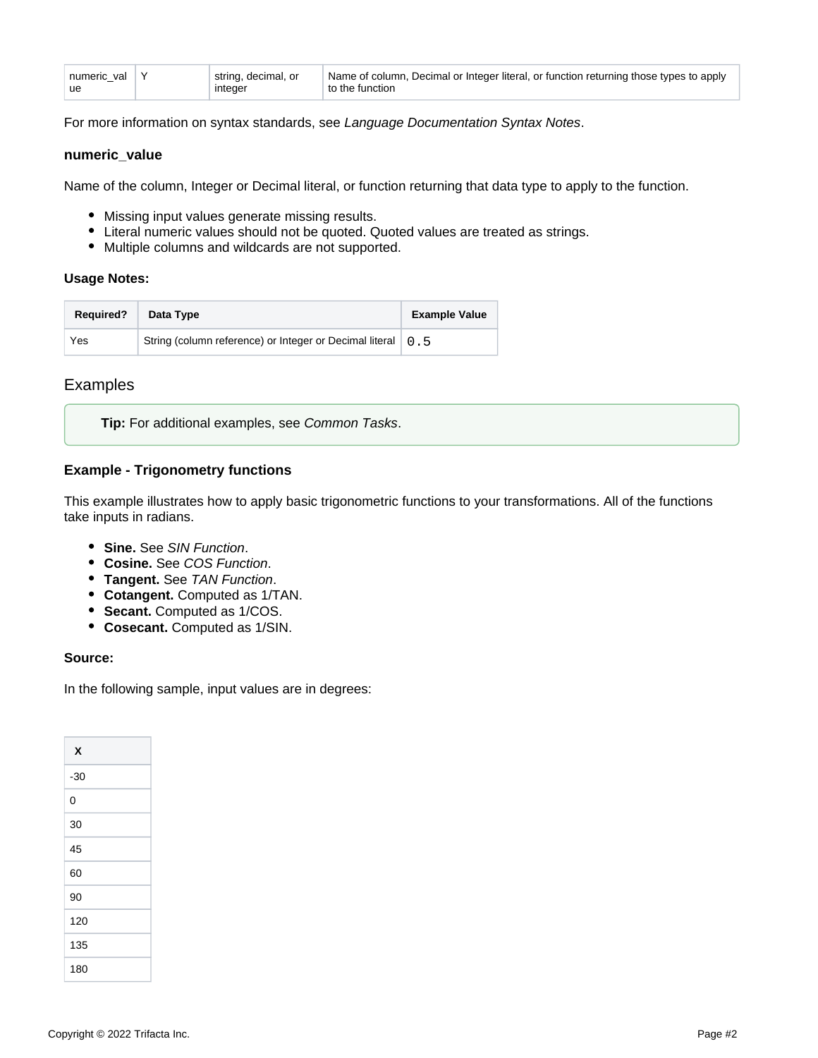| numeric_value | Y | string, decimal, or integer | Name of column, Decimal or Integer literal, or function returning those types to apply to the function |
|---|---|---|---|

For more information on syntax standards, see *Language Documentation Syntax Notes*.

#### numeric_value

Name of the column, Integer or Decimal literal, or function returning that data type to apply to the function.

- Missing input values generate missing results.
- Literal numeric values should not be quoted. Quoted values are treated as strings.
- Multiple columns and wildcards are not supported.

**Usage Notes:**

| Required? | Data Type | Example Value |
|---|---|---|
| Yes | String (column reference) or Integer or Decimal literal | `0.5` |

## Examples

> **Tip:** For additional examples, see *Common Tasks*.

#### Example - Trigonometry functions

This example illustrates how to apply basic trigonometric functions to your transformations. All of the functions take inputs in radians.

- **Sine.** See *SIN Function*.
- **Cosine.** See *COS Function*.
- **Tangent.** See *TAN Function*.
- **Cotangent.** Computed as 1/TAN.
- **Secant.** Computed as 1/COS.
- **Cosecant.** Computed as 1/SIN.

**Source:**

In the following sample, input values are in degrees:

| X |
|---|
| -30 |
| 0 |
| 30 |
| 45 |
| 60 |
| 90 |
| 120 |
| 135 |
| 180 |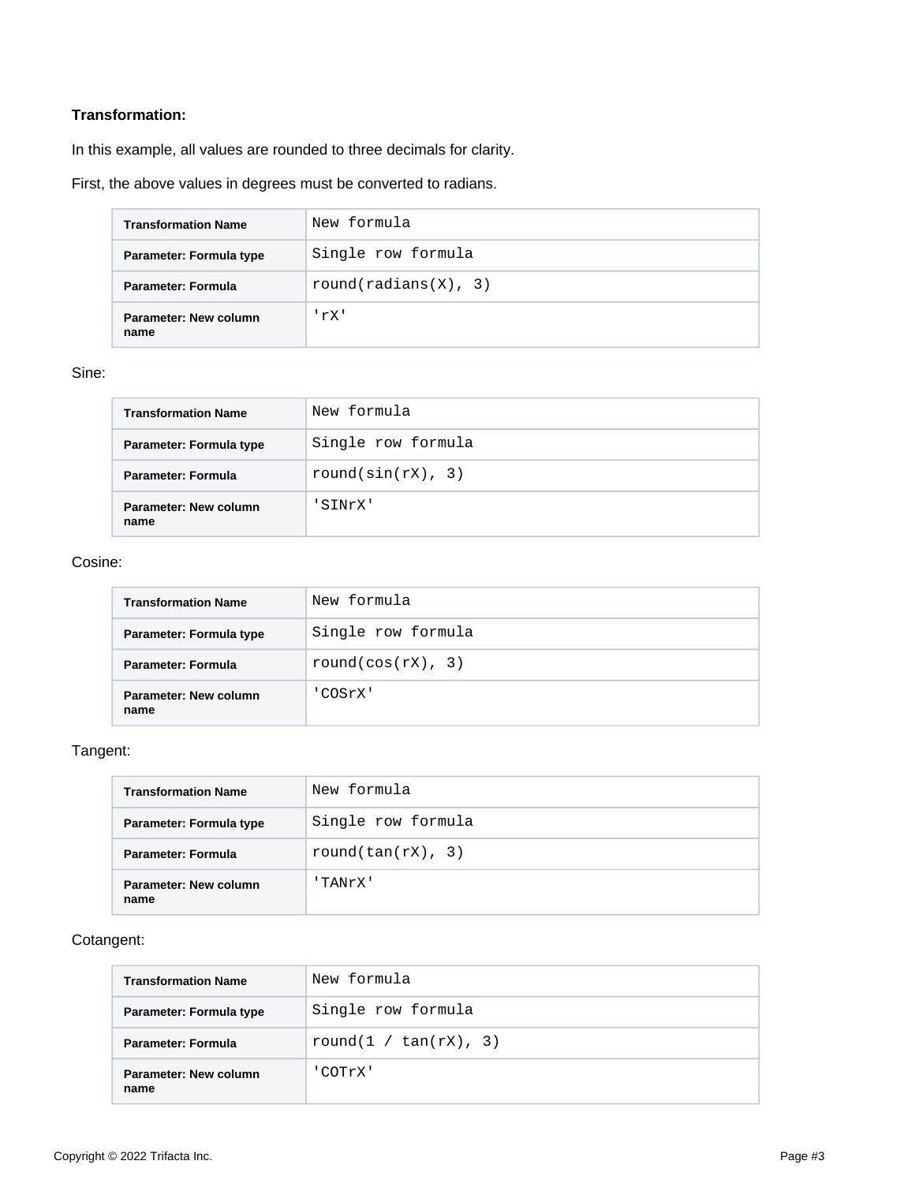**Transformation:**

In this example, all values are rounded to three decimals for clarity.

First, the above values in degrees must be converted to radians.

| Transformation Name | `New formula` |
| --- | --- |
| Parameter: Formula type | `Single row formula` |
| Parameter: Formula | `round(radians(X), 3)` |
| Parameter: New column name | `'rX'` |

Sine:

| Transformation Name | `New formula` |
| --- | --- |
| Parameter: Formula type | `Single row formula` |
| Parameter: Formula | `round(sin(rX), 3)` |
| Parameter: New column name | `'SINrX'` |

Cosine:

| Transformation Name | `New formula` |
| --- | --- |
| Parameter: Formula type | `Single row formula` |
| Parameter: Formula | `round(cos(rX), 3)` |
| Parameter: New column name | `'COSrX'` |

Tangent:

| Transformation Name | `New formula` |
| --- | --- |
| Parameter: Formula type | `Single row formula` |
| Parameter: Formula | `round(tan(rX), 3)` |
| Parameter: New column name | `'TANrX'` |

Cotangent:

| Transformation Name | `New formula` |
| --- | --- |
| Parameter: Formula type | `Single row formula` |
| Parameter: Formula | `round(1 / tan(rX), 3)` |
| Parameter: New column name | `'COTrX'` |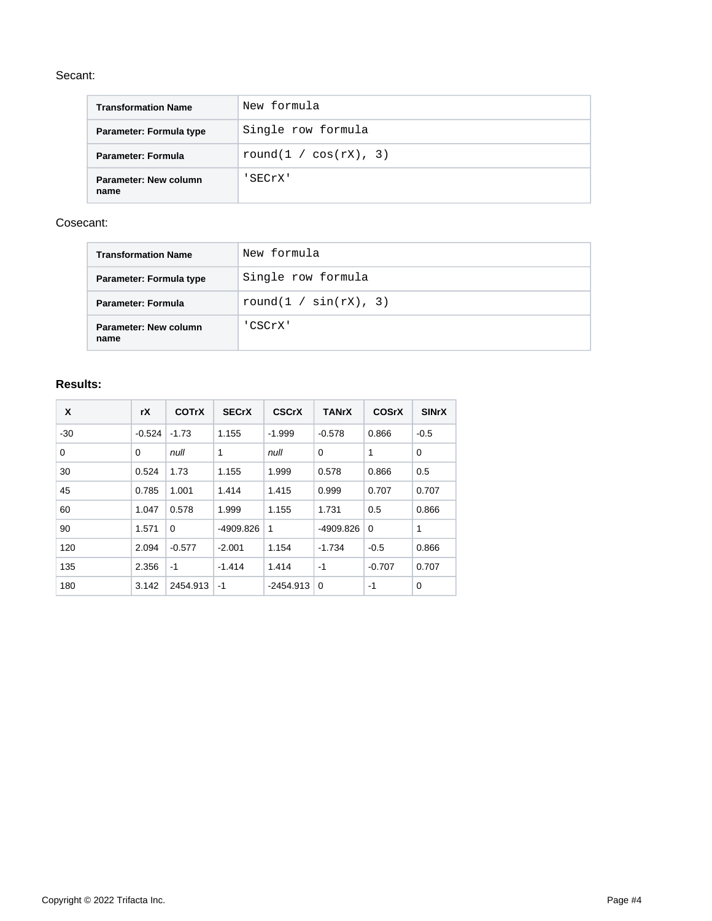Secant:

| | |
|---|---|
| **Transformation Name** | `New formula` |
| **Parameter: Formula type** | `Single row formula` |
| **Parameter: Formula** | `round(1 / cos(rX), 3)` |
| **Parameter: New column name** | `'SECrX'` |

Cosecant:

| | |
|---|---|
| **Transformation Name** | `New formula` |
| **Parameter: Formula type** | `Single row formula` |
| **Parameter: Formula** | `round(1 / sin(rX), 3)` |
| **Parameter: New column name** | `'CSCrX'` |

**Results:**

| X | rX | COTrX | SECrX | CSCrX | TANrX | COSrX | SINrX |
|---|---|---|---|---|---|---|---|
| -30 | -0.524 | -1.73 | 1.155 | -1.999 | -0.578 | 0.866 | -0.5 |
| 0 | 0 | *null* | 1 | *null* | 0 | 1 | 0 |
| 30 | 0.524 | 1.73 | 1.155 | 1.999 | 0.578 | 0.866 | 0.5 |
| 45 | 0.785 | 1.001 | 1.414 | 1.415 | 0.999 | 0.707 | 0.707 |
| 60 | 1.047 | 0.578 | 1.999 | 1.155 | 1.731 | 0.5 | 0.866 |
| 90 | 1.571 | 0 | -4909.826 | 1 | -4909.826 | 0 | 1 |
| 120 | 2.094 | -0.577 | -2.001 | 1.154 | -1.734 | -0.5 | 0.866 |
| 135 | 2.356 | -1 | -1.414 | 1.414 | -1 | -0.707 | 0.707 |
| 180 | 3.142 | 2454.913 | -1 | -2454.913 | 0 | -1 | 0 |